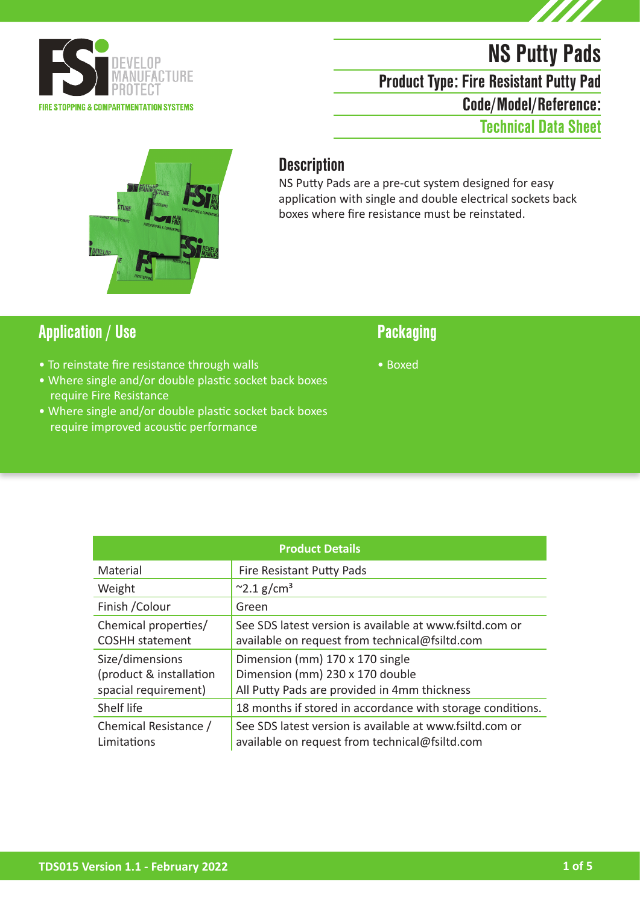# NS Putty Pads

## Product Type: Fire Resistant Putty Pad

## Code/Model/Reference:

## Technical Data Sheet

## Description

NS Putty Pads are a pre-cut system designed for easy application with single and double electrical sockets back boxes where fire resistance must be reinstated.

## Application / Use

- To reinstate fire resistance through walls
- Where single and/or double plastic socket back boxes require Fire Resistance
- Where single and/or double plastic socket back boxes require improved acoustic performance

## Packaging

- Boxed

| Product Details | |
|---|---|
| Material | Fire Resistant Putty Pads |
| Weight | ~2.1 g/cm³ |
| Finish /Colour | Green |
| Chemical properties/ COSHH statement | See SDS latest version is available at www.fsiltd.com or available on request from technical@fsiltd.com |
| Size/dimensions (product & installation spacial requirement) | Dimension (mm) 170 x 170 single<br>Dimension (mm) 230 x 170 double<br>All Putty Pads are provided in 4mm thickness |
| Shelf life | 18 months if stored in accordance with storage conditions. |
| Chemical Resistance / Limitations | See SDS latest version is available at www.fsiltd.com or available on request from technical@fsiltd.com |

TDS015 Version 1.1 - February 2022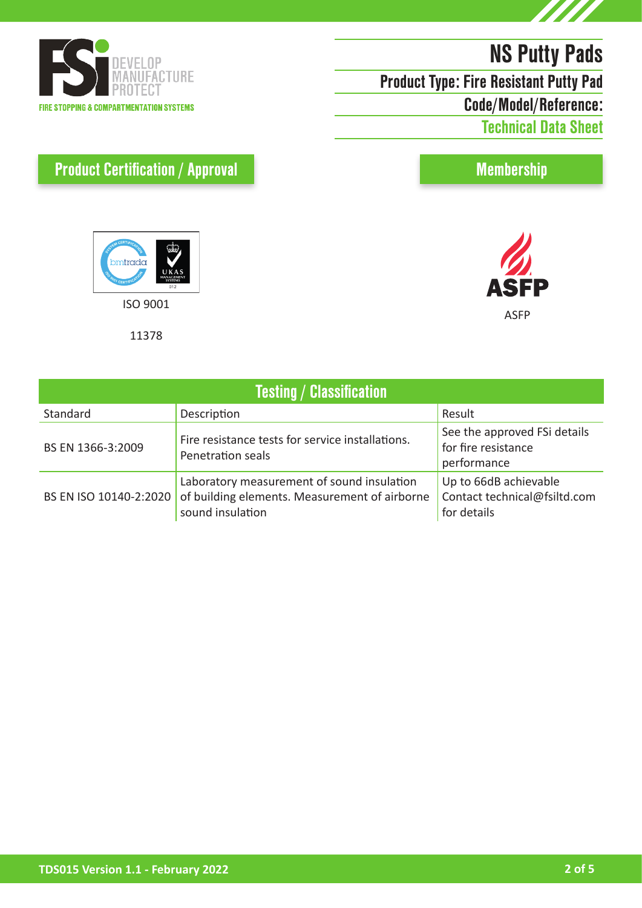# NS Putty Pads

## Product Type: Fire Resistant Putty Pad

## Code/Model/Reference:

## Technical Data Sheet

FIRE STOPPING & COMPARTMENTATION SYSTEMS

## Product Certification / Approval

ISO 9001

11378

## Membership

ASFP

## Testing / Classification

| Standard | Description | Result |
|---|---|---|
| BS EN 1366-3:2009 | Fire resistance tests for service installations. Penetration seals | See the approved FSi details for fire resistance performance |
| BS EN ISO 10140-2:2020 | Laboratory measurement of sound insulation of building elements. Measurement of airborne sound insulation | Up to 66dB achievable Contact technical@fsiltd.com for details |

TDS015 Version 1.1 - February 2022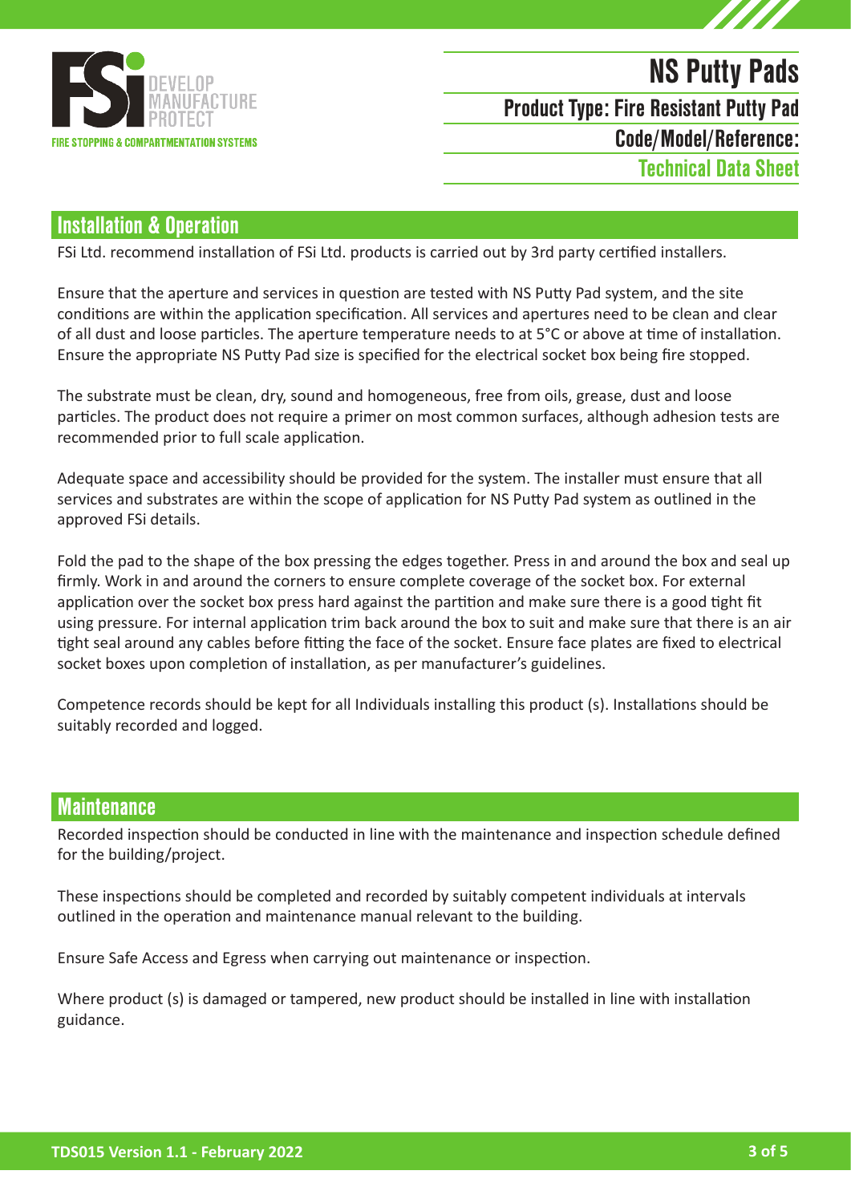## Installation & Operation

FSi Ltd. recommend installation of FSi Ltd. products is carried out by 3rd party certified installers.

Ensure that the aperture and services in question are tested with NS Putty Pad system, and the site conditions are within the application specification. All services and apertures need to be clean and clear of all dust and loose particles. The aperture temperature needs to at 5°C or above at time of installation. Ensure the appropriate NS Putty Pad size is specified for the electrical socket box being fire stopped.

The substrate must be clean, dry, sound and homogeneous, free from oils, grease, dust and loose particles. The product does not require a primer on most common surfaces, although adhesion tests are recommended prior to full scale application.

Adequate space and accessibility should be provided for the system. The installer must ensure that all services and substrates are within the scope of application for NS Putty Pad system as outlined in the approved FSi details.

Fold the pad to the shape of the box pressing the edges together. Press in and around the box and seal up firmly. Work in and around the corners to ensure complete coverage of the socket box. For external application over the socket box press hard against the partition and make sure there is a good tight fit using pressure. For internal application trim back around the box to suit and make sure that there is an air tight seal around any cables before fitting the face of the socket. Ensure face plates are fixed to electrical socket boxes upon completion of installation, as per manufacturer's guidelines.

Competence records should be kept for all Individuals installing this product (s). Installations should be suitably recorded and logged.

## Maintenance

Recorded inspection should be conducted in line with the maintenance and inspection schedule defined for the building/project.

These inspections should be completed and recorded by suitably competent individuals at intervals outlined in the operation and maintenance manual relevant to the building.

Ensure Safe Access and Egress when carrying out maintenance or inspection.

Where product (s) is damaged or tampered, new product should be installed in line with installation guidance.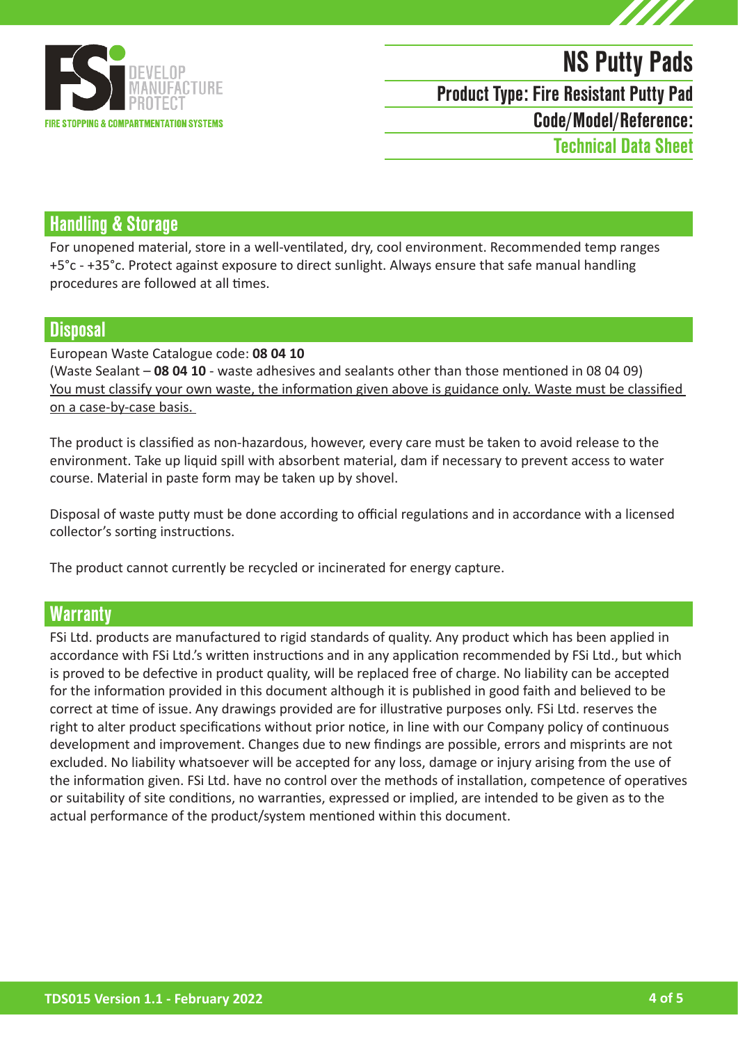# NS Putty Pads

**Product Type: Fire Resistant Putty Pad**

**Code/Model/Reference:**

**Technical Data Sheet**

## Handling & Storage

For unopened material, store in a well-ventilated, dry, cool environment. Recommended temp ranges +5°c - +35°c. Protect against exposure to direct sunlight. Always ensure that safe manual handling procedures are followed at all times.

## Disposal

European Waste Catalogue code: **08 04 10**
(Waste Sealant – **08 04 10** - waste adhesives and sealants other than those mentioned in 08 04 09)
<u>You must classify your own waste, the information given above is guidance only. Waste must be classified on a case-by-case basis.</u>

The product is classified as non-hazardous, however, every care must be taken to avoid release to the environment. Take up liquid spill with absorbent material, dam if necessary to prevent access to water course. Material in paste form may be taken up by shovel.

Disposal of waste putty must be done according to official regulations and in accordance with a licensed collector's sorting instructions.

The product cannot currently be recycled or incinerated for energy capture.

## Warranty

FSi Ltd. products are manufactured to rigid standards of quality. Any product which has been applied in accordance with FSi Ltd.'s written instructions and in any application recommended by FSi Ltd., but which is proved to be defective in product quality, will be replaced free of charge. No liability can be accepted for the information provided in this document although it is published in good faith and believed to be correct at time of issue. Any drawings provided are for illustrative purposes only. FSi Ltd. reserves the right to alter product specifications without prior notice, in line with our Company policy of continuous development and improvement. Changes due to new findings are possible, errors and misprints are not excluded. No liability whatsoever will be accepted for any loss, damage or injury arising from the use of the information given. FSi Ltd. have no control over the methods of installation, competence of operatives or suitability of site conditions, no warranties, expressed or implied, are intended to be given as to the actual performance of the product/system mentioned within this document.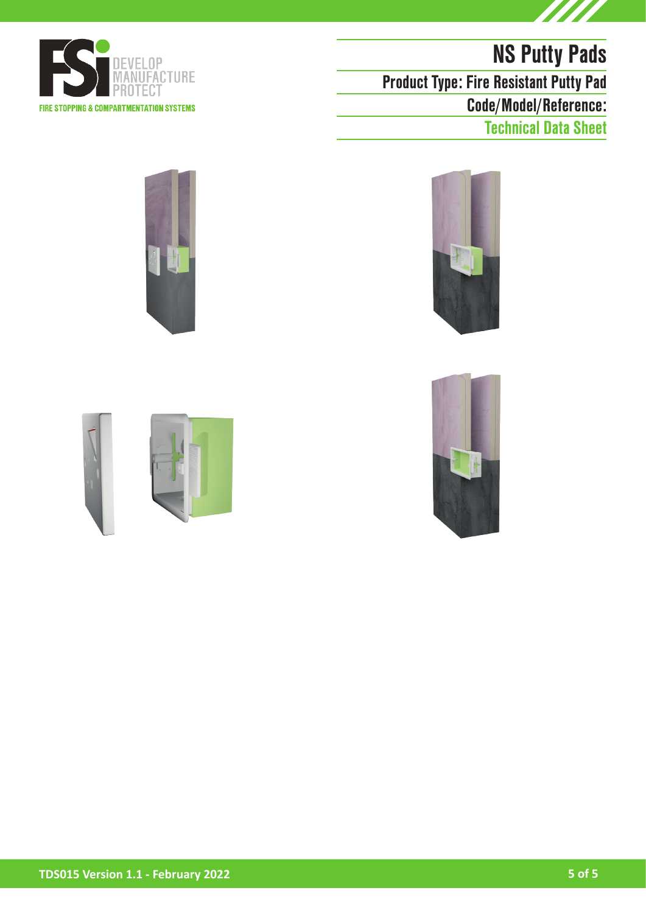# NS Putty Pads

## Product Type: Fire Resistant Putty Pad

## Code/Model/Reference:

## Technical Data Sheet